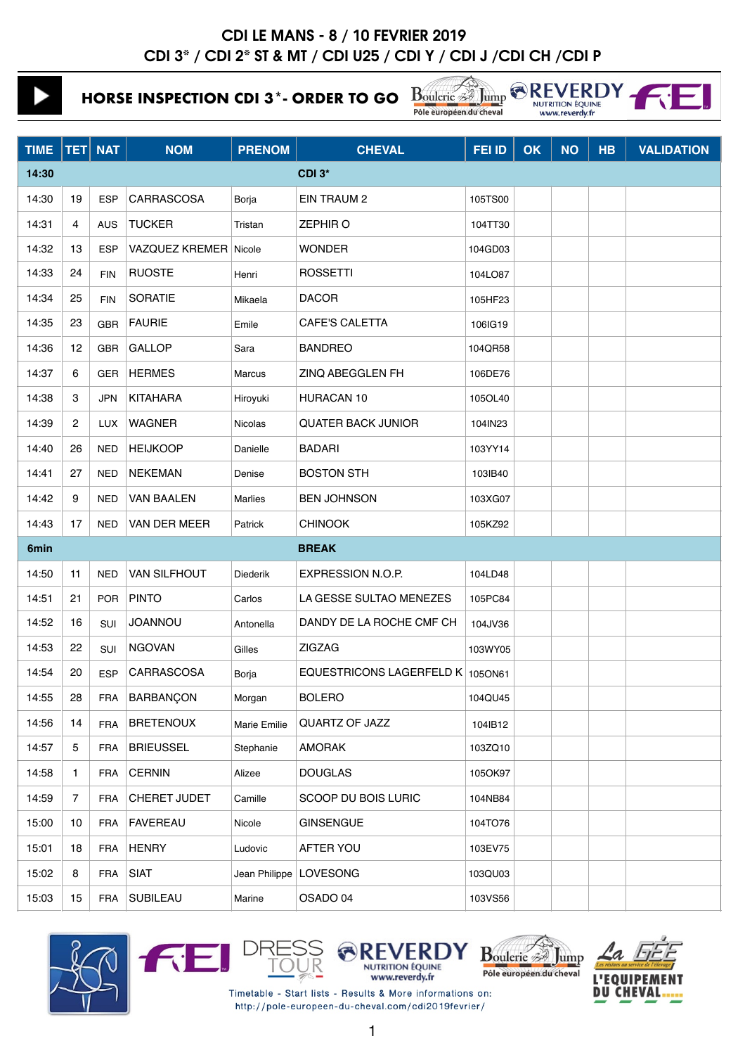# CDI LE MANS - 8 / 10 FEVRIER 2019

## CDI 3* / CDI 2* ST & MT / CDI U25 / CDI Y / CDI J /CDI CH /CDI P

### HORSE INSPECTION CDI 3*- ORDER TO GO

| TIME | TET | NAT | NOM | PRENOM | CHEVAL | FEI ID | OK | NO | HB | VALIDATION |
|---|---|---|---|---|---|---|---|---|---|---|
| 14:30 | | | | | CDI 3* | | | | | |
| 14:30 | 19 | ESP | CARRASCOSA | Borja | EIN TRAUM 2 | 105TS00 | | | | |
| 14:31 | 4 | AUS | TUCKER | Tristan | ZEPHIR O | 104TT30 | | | | |
| 14:32 | 13 | ESP | VAZQUEZ KREMER | Nicole | WONDER | 104GD03 | | | | |
| 14:33 | 24 | FIN | RUOSTE | Henri | ROSSETTI | 104LO87 | | | | |
| 14:34 | 25 | FIN | SORATIE | Mikaela | DACOR | 105HF23 | | | | |
| 14:35 | 23 | GBR | FAURIE | Emile | CAFE'S CALETTA | 106IG19 | | | | |
| 14:36 | 12 | GBR | GALLOP | Sara | BANDREO | 104QR58 | | | | |
| 14:37 | 6 | GER | HERMES | Marcus | ZINQ ABEGGLEN FH | 106DE76 | | | | |
| 14:38 | 3 | JPN | KITAHARA | Hiroyuki | HURACAN 10 | 105OL40 | | | | |
| 14:39 | 2 | LUX | WAGNER | Nicolas | QUATER BACK JUNIOR | 104IN23 | | | | |
| 14:40 | 26 | NED | HEIJKOOP | Danielle | BADARI | 103YY14 | | | | |
| 14:41 | 27 | NED | NEKEMAN | Denise | BOSTON STH | 103IB40 | | | | |
| 14:42 | 9 | NED | VAN BAALEN | Marlies | BEN JOHNSON | 103XG07 | | | | |
| 14:43 | 17 | NED | VAN DER MEER | Patrick | CHINOOK | 105KZ92 | | | | |
| 6min | | | | | BREAK | | | | | |
| 14:50 | 11 | NED | VAN SILFHOUT | Diederik | EXPRESSION N.O.P. | 104LD48 | | | | |
| 14:51 | 21 | POR | PINTO | Carlos | LA GESSE SULTAO MENEZES | 105PC84 | | | | |
| 14:52 | 16 | SUI | JOANNOU | Antonella | DANDY DE LA ROCHE CMF CH | 104JV36 | | | | |
| 14:53 | 22 | SUI | NGOVAN | Gilles | ZIGZAG | 103WY05 | | | | |
| 14:54 | 20 | ESP | CARRASCOSA | Borja | EQUESTRICONS LAGERFELD K | 105ON61 | | | | |
| 14:55 | 28 | FRA | BARBANÇON | Morgan | BOLERO | 104QU45 | | | | |
| 14:56 | 14 | FRA | BRETENOUX | Marie Emilie | QUARTZ OF JAZZ | 104IB12 | | | | |
| 14:57 | 5 | FRA | BRIEUSSEL | Stephanie | AMORAK | 103ZQ10 | | | | |
| 14:58 | 1 | FRA | CERNIN | Alizee | DOUGLAS | 105OK97 | | | | |
| 14:59 | 7 | FRA | CHERET JUDET | Camille | SCOOP DU BOIS LURIC | 104NB84 | | | | |
| 15:00 | 10 | FRA | FAVEREAU | Nicole | GINSENGUE | 104TO76 | | | | |
| 15:01 | 18 | FRA | HENRY | Ludovic | AFTER YOU | 103EV75 | | | | |
| 15:02 | 8 | FRA | SIAT | Jean Philippe | LOVESONG | 103QU03 | | | | |
| 15:03 | 15 | FRA | SUBILEAU | Marine | OSADO 04 | 103VS56 | | | | |

Timetable - Start lists - Results & More informations on:
http://pole-europeen-du-cheval.com/cdi2019fevrier/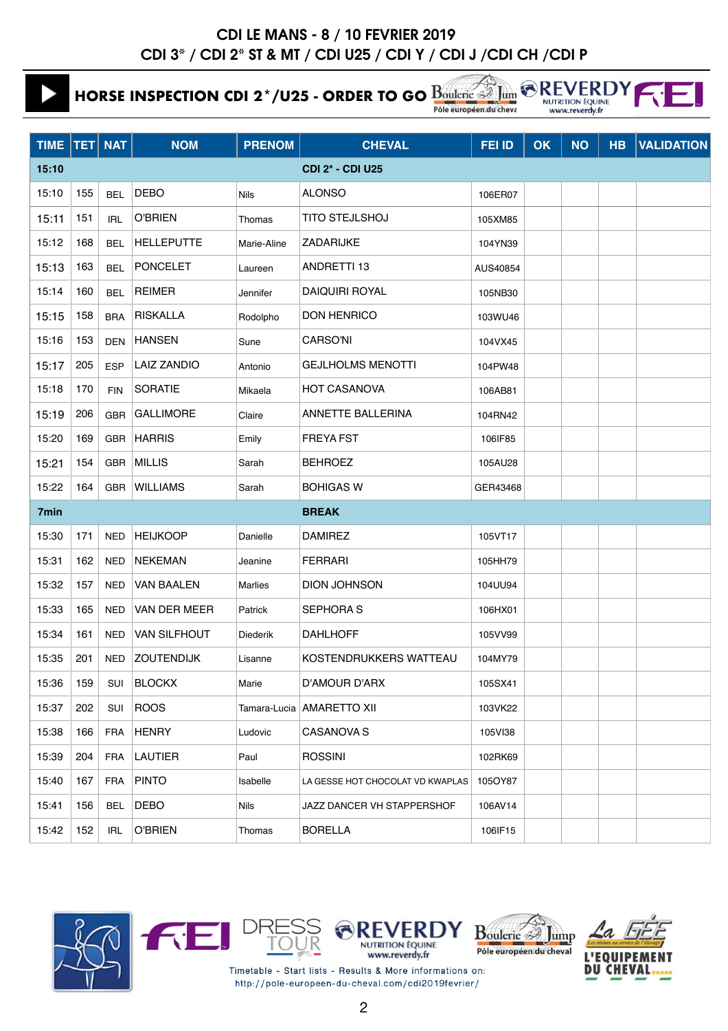# CDI LE MANS - 8 / 10 FEVRIER 2019

## CDI 3* / CDI 2* ST & MT / CDI U25 / CDI Y / CDI J /CDI CH /CDI P

### HORSE INSPECTION CDI 2*/U25 - ORDER TO GO

| TIME | TET | NAT | NOM | PRENOM | CHEVAL | FEI ID | OK | NO | HB | VALIDATION |
|---|---|---|---|---|---|---|---|---|---|---|
| **15:10** | | | | | **CDI 2* - CDI U25** | | | | | |
| 15:10 | 155 | BEL | DEBO | Nils | ALONSO | 106ER07 | | | | |
| 15:11 | 151 | IRL | O'BRIEN | Thomas | TITO STEJLSHOJ | 105XM85 | | | | |
| 15:12 | 168 | BEL | HELLEPUTTE | Marie-Aline | ZADARIJKE | 104YN39 | | | | |
| 15:13 | 163 | BEL | PONCELET | Laureen | ANDRETTI 13 | AUS40854 | | | | |
| 15:14 | 160 | BEL | REIMER | Jennifer | DAIQUIRI ROYAL | 105NB30 | | | | |
| 15:15 | 158 | BRA | RISKALLA | Rodolpho | DON HENRICO | 103WU46 | | | | |
| 15:16 | 153 | DEN | HANSEN | Sune | CARSO'NI | 104VX45 | | | | |
| 15:17 | 205 | ESP | LAIZ ZANDIO | Antonio | GEJLHOLMS MENOTTI | 104PW48 | | | | |
| 15:18 | 170 | FIN | SORATIE | Mikaela | HOT CASANOVA | 106AB81 | | | | |
| 15:19 | 206 | GBR | GALLIMORE | Claire | ANNETTE BALLERINA | 104RN42 | | | | |
| 15:20 | 169 | GBR | HARRIS | Emily | FREYA FST | 106IF85 | | | | |
| 15:21 | 154 | GBR | MILLIS | Sarah | BEHROEZ | 105AU28 | | | | |
| 15:22 | 164 | GBR | WILLIAMS | Sarah | BOHIGAS W | GER43468 | | | | |
| **7min** | | | | | **BREAK** | | | | | |
| 15:30 | 171 | NED | HEIJKOOP | Danielle | DAMIREZ | 105VT17 | | | | |
| 15:31 | 162 | NED | NEKEMAN | Jeanine | FERRARI | 105HH79 | | | | |
| 15:32 | 157 | NED | VAN BAALEN | Marlies | DION JOHNSON | 104UU94 | | | | |
| 15:33 | 165 | NED | VAN DER MEER | Patrick | SEPHORA S | 106HX01 | | | | |
| 15:34 | 161 | NED | VAN SILFHOUT | Diederik | DAHLHOFF | 105VV99 | | | | |
| 15:35 | 201 | NED | ZOUTENDIJK | Lisanne | KOSTENDRUKKERS WATTEAU | 104MY79 | | | | |
| 15:36 | 159 | SUI | BLOCKX | Marie | D'AMOUR D'ARX | 105SX41 | | | | |
| 15:37 | 202 | SUI | ROOS | Tamara-Lucia | AMARETTO XII | 103VK22 | | | | |
| 15:38 | 166 | FRA | HENRY | Ludovic | CASANOVA S | 105VI38 | | | | |
| 15:39 | 204 | FRA | LAUTIER | Paul | ROSSINI | 102RK69 | | | | |
| 15:40 | 167 | FRA | PINTO | Isabelle | LA GESSE HOT CHOCOLAT VD KWAPLAS | 105OY87 | | | | |
| 15:41 | 156 | BEL | DEBO | Nils | JAZZ DANCER VH STAPPERSHOF | 106AV14 | | | | |
| 15:42 | 152 | IRL | O'BRIEN | Thomas | BORELLA | 106IF15 | | | | |

Timetable - Start lists - Results & More informations on:
http://pole-europeen-du-cheval.com/cdi2019fevrier/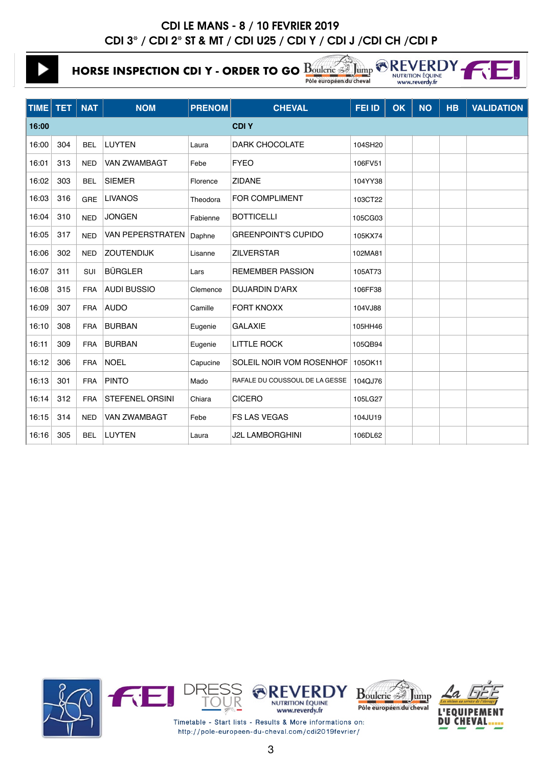# CDI LE MANS - 8 / 10 FEVRIER 2019

## CDI 3* / CDI 2* ST & MT / CDI U25 / CDI Y / CDI J /CDI CH /CDI P

### HORSE INSPECTION CDI Y - ORDER TO GO

| TIME | TET | NAT | NOM | PRENOM | CHEVAL | FEI ID | OK | NO | HB | VALIDATION |
|---|---|---|---|---|---|---|---|---|---|---|
| **16:00** | | | | | **CDI Y** | | | | | |
| 16:00 | 304 | BEL | LUYTEN | Laura | DARK CHOCOLATE | 104SH20 | | | | |
| 16:01 | 313 | NED | VAN ZWAMBAGT | Febe | FYEO | 106FV51 | | | | |
| 16:02 | 303 | BEL | SIEMER | Florence | ZIDANE | 104YY38 | | | | |
| 16:03 | 316 | GRE | LIVANOS | Theodora | FOR COMPLIMENT | 103CT22 | | | | |
| 16:04 | 310 | NED | JONGEN | Fabienne | BOTTICELLI | 105CG03 | | | | |
| 16:05 | 317 | NED | VAN PEPERSTRATEN | Daphne | GREENPOINT'S CUPIDO | 105KX74 | | | | |
| 16:06 | 302 | NED | ZOUTENDIJK | Lisanne | ZILVERSTAR | 102MA81 | | | | |
| 16:07 | 311 | SUI | BÜRGLER | Lars | REMEMBER PASSION | 105AT73 | | | | |
| 16:08 | 315 | FRA | AUDI BUSSIO | Clemence | DUJARDIN D'ARX | 106FF38 | | | | |
| 16:09 | 307 | FRA | AUDO | Camille | FORT KNOXX | 104VJ88 | | | | |
| 16:10 | 308 | FRA | BURBAN | Eugenie | GALAXIE | 105HH46 | | | | |
| 16:11 | 309 | FRA | BURBAN | Eugenie | LITTLE ROCK | 105QB94 | | | | |
| 16:12 | 306 | FRA | NOEL | Capucine | SOLEIL NOIR VOM ROSENHOF | 105OK11 | | | | |
| 16:13 | 301 | FRA | PINTO | Mado | RAFALE DU COUSSOUL DE LA GESSE | 104QJ76 | | | | |
| 16:14 | 312 | FRA | STEFENEL ORSINI | Chiara | CICERO | 105LG27 | | | | |
| 16:15 | 314 | NED | VAN ZWAMBAGT | Febe | FS LAS VEGAS | 104JU19 | | | | |
| 16:16 | 305 | BEL | LUYTEN | Laura | J2L LAMBORGHINI | 106DL62 | | | | |

Timetable - Start lists - Results & More informations on:
http://pole-europeen-du-cheval.com/cdi2019fevrier/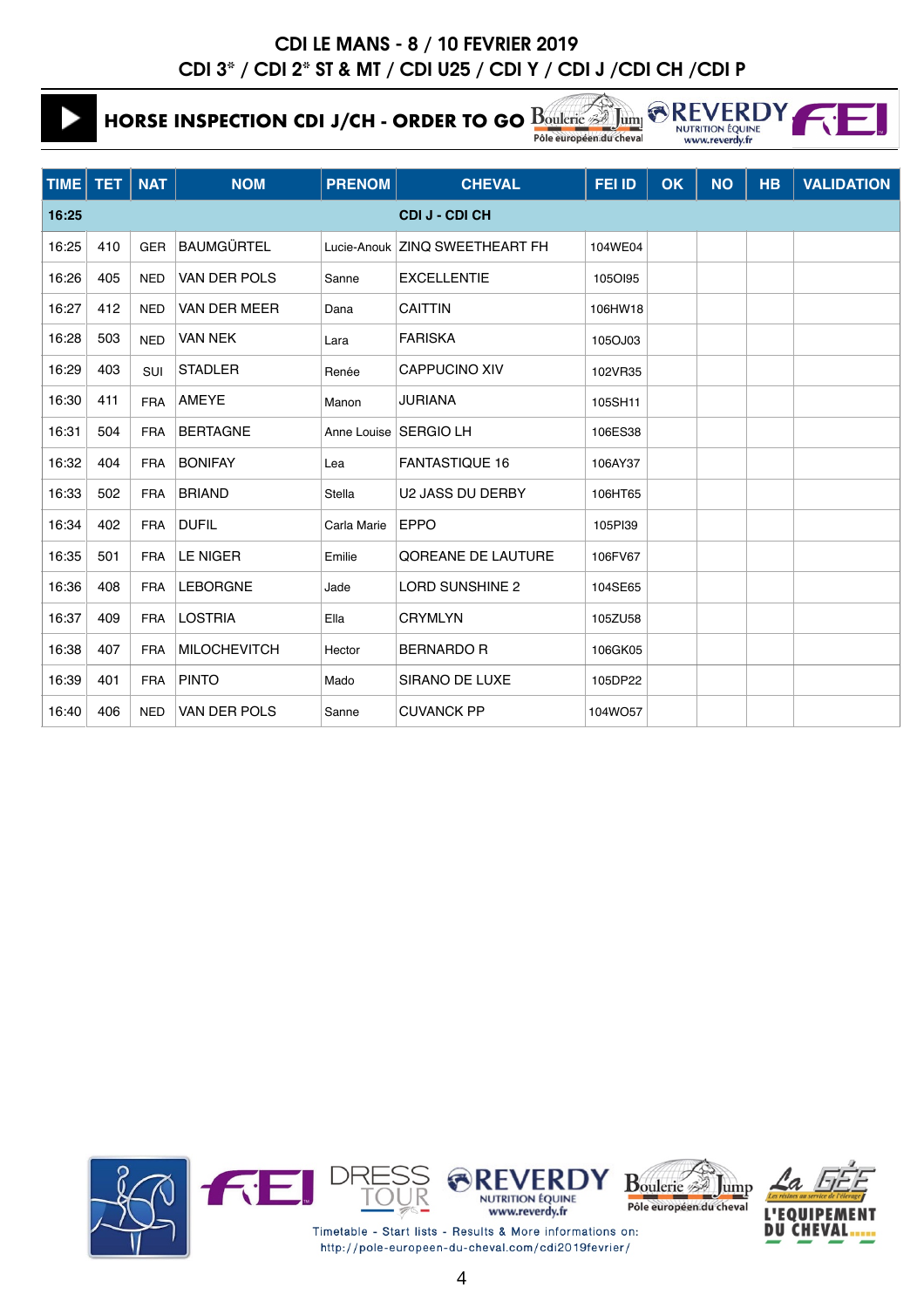# CDI LE MANS - 8 / 10 FEVRIER 2019

## CDI 3* / CDI 2* ST & MT / CDI U25 / CDI Y / CDI J /CDI CH /CDI P

### HORSE INSPECTION CDI J/CH - ORDER TO GO

| TIME | TET | NAT | NOM | PRENOM | CHEVAL | FEI ID | OK | NO | HB | VALIDATION |
|---|---|---|---|---|---|---|---|---|---|---|
| **16:25** | | | | | **CDI J - CDI CH** | | | | | |
| 16:25 | 410 | GER | BAUMGÜRTEL | Lucie-Anouk | ZINQ SWEETHEART FH | 104WE04 | | | | |
| 16:26 | 405 | NED | VAN DER POLS | Sanne | EXCELLENTIE | 105OI95 | | | | |
| 16:27 | 412 | NED | VAN DER MEER | Dana | CAITTIN | 106HW18 | | | | |
| 16:28 | 503 | NED | VAN NEK | Lara | FARISKA | 105OJ03 | | | | |
| 16:29 | 403 | SUI | STADLER | Renée | CAPPUCINO XIV | 102VR35 | | | | |
| 16:30 | 411 | FRA | AMEYE | Manon | JURIANA | 105SH11 | | | | |
| 16:31 | 504 | FRA | BERTAGNE | Anne Louise | SERGIO LH | 106ES38 | | | | |
| 16:32 | 404 | FRA | BONIFAY | Lea | FANTASTIQUE 16 | 106AY37 | | | | |
| 16:33 | 502 | FRA | BRIAND | Stella | U2 JASS DU DERBY | 106HT65 | | | | |
| 16:34 | 402 | FRA | DUFIL | Carla Marie | EPPO | 105PI39 | | | | |
| 16:35 | 501 | FRA | LE NIGER | Emilie | QOREANE DE LAUTURE | 106FV67 | | | | |
| 16:36 | 408 | FRA | LEBORGNE | Jade | LORD SUNSHINE 2 | 104SE65 | | | | |
| 16:37 | 409 | FRA | LOSTRIA | Ella | CRYMLYN | 105ZU58 | | | | |
| 16:38 | 407 | FRA | MILOCHEVITCH | Hector | BERNARDO R | 106GK05 | | | | |
| 16:39 | 401 | FRA | PINTO | Mado | SIRANO DE LUXE | 105DP22 | | | | |
| 16:40 | 406 | NED | VAN DER POLS | Sanne | CUVANCK PP | 104WO57 | | | | |

Timetable - Start lists - Results & More informations on:
http://pole-europeen-du-cheval.com/cdi2019fevrier/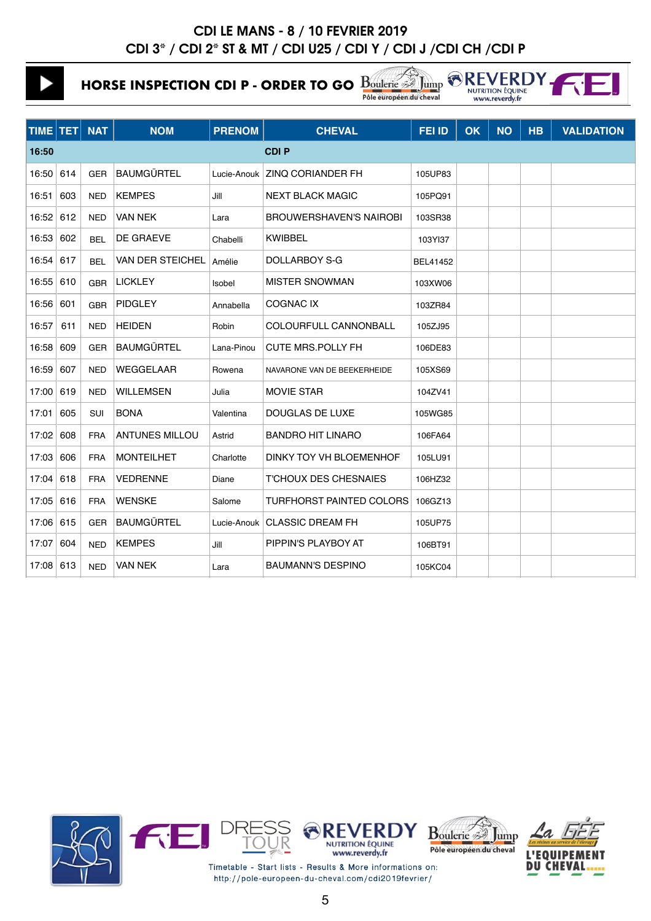# CDI LE MANS - 8 / 10 FEVRIER 2019

## CDI 3* / CDI 2* ST & MT / CDI U25 / CDI Y / CDI J /CDI CH /CDI P

### HORSE INSPECTION CDI P - ORDER TO GO

| TIME | TET | NAT | NOM | PRENOM | CHEVAL | FEI ID | OK | NO | HB | VALIDATION |
|---|---|---|---|---|---|---|---|---|---|---|
| **16:50** | | | | | **CDI P** | | | | | |
| 16:50 | 614 | GER | BAUMGÜRTEL | Lucie-Anouk | ZINQ CORIANDER FH | 105UP83 | | | | |
| 16:51 | 603 | NED | KEMPES | Jill | NEXT BLACK MAGIC | 105PQ91 | | | | |
| 16:52 | 612 | NED | VAN NEK | Lara | BROUWERSHAVEN'S NAIROBI | 103SR38 | | | | |
| 16:53 | 602 | BEL | DE GRAEVE | Chabelli | KWIBBEL | 103YI37 | | | | |
| 16:54 | 617 | BEL | VAN DER STEICHEL | Amélie | DOLLARBOY S-G | BEL41452 | | | | |
| 16:55 | 610 | GBR | LICKLEY | Isobel | MISTER SNOWMAN | 103XW06 | | | | |
| 16:56 | 601 | GBR | PIDGLEY | Annabella | COGNAC IX | 103ZR84 | | | | |
| 16:57 | 611 | NED | HEIDEN | Robin | COLOURFULL CANNONBALL | 105ZJ95 | | | | |
| 16:58 | 609 | GER | BAUMGÜRTEL | Lana-Pinou | CUTE MRS.POLLY FH | 106DE83 | | | | |
| 16:59 | 607 | NED | WEGGELAAR | Rowena | NAVARONE VAN DE BEEKERHEIDE | 105XS69 | | | | |
| 17:00 | 619 | NED | WILLEMSEN | Julia | MOVIE STAR | 104ZV41 | | | | |
| 17:01 | 605 | SUI | BONA | Valentina | DOUGLAS DE LUXE | 105WG85 | | | | |
| 17:02 | 608 | FRA | ANTUNES MILLOU | Astrid | BANDRO HIT LINARO | 106FA64 | | | | |
| 17:03 | 606 | FRA | MONTEILHET | Charlotte | DINKY TOY VH BLOEMENHOF | 105LU91 | | | | |
| 17:04 | 618 | FRA | VEDRENNE | Diane | T'CHOUX DES CHESNAIES | 106HZ32 | | | | |
| 17:05 | 616 | FRA | WENSKE | Salome | TURFHORST PAINTED COLORS | 106GZ13 | | | | |
| 17:06 | 615 | GER | BAUMGÜRTEL | Lucie-Anouk | CLASSIC DREAM FH | 105UP75 | | | | |
| 17:07 | 604 | NED | KEMPES | Jill | PIPPIN'S PLAYBOY AT | 106BT91 | | | | |
| 17:08 | 613 | NED | VAN NEK | Lara | BAUMANN'S DESPINO | 105KC04 | | | | |

Timetable - Start lists - Results & More informations on:
http://pole-europeen-du-cheval.com/cdi2019fevrier/